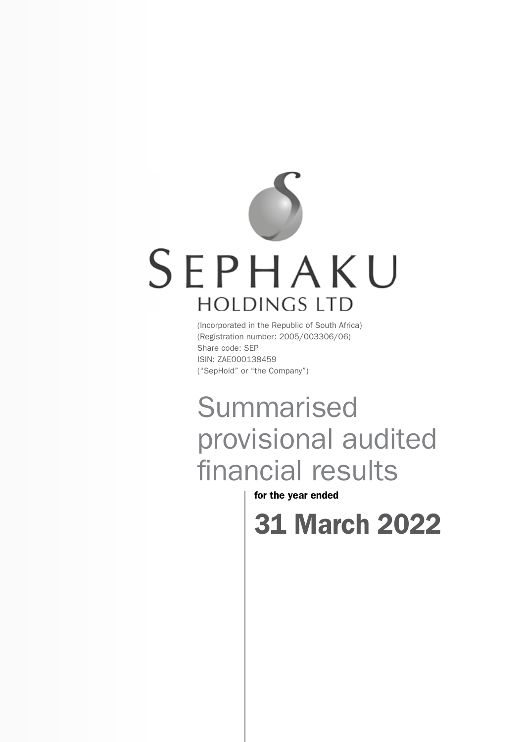# SEPHAKU HOLDINGS LTD

(Incorporated in the Republic of South Africa)
(Registration number: 2005/003306/06)
Share code: SEP
ISIN: ZAE000138459
("SepHold" or "the Company")

# Summarised provisional audited financial results

**for the year ended**

## 31 March 2022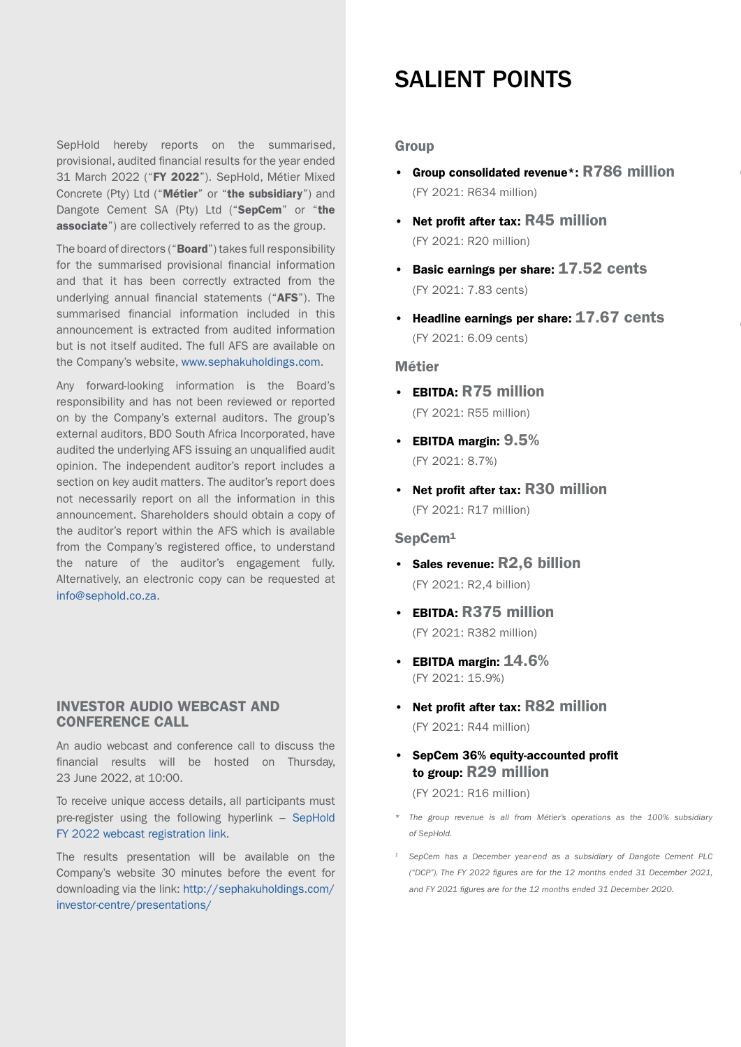SepHold hereby reports on the summarised, provisional, audited financial results for the year ended 31 March 2022 ("**FY 2022**"). SepHold, Métier Mixed Concrete (Pty) Ltd ("**Métier**" or "**the subsidiary**") and Dangote Cement SA (Pty) Ltd ("**SepCem**" or "**the associate**") are collectively referred to as the group.

The board of directors ("**Board**") takes full responsibility for the summarised provisional financial information and that it has been correctly extracted from the underlying annual financial statements ("**AFS**"). The summarised financial information included in this announcement is extracted from audited information but is not itself audited. The full AFS are available on the Company's website, www.sephakuholdings.com.

Any forward-looking information is the Board's responsibility and has not been reviewed or reported on by the Company's external auditors. The group's external auditors, BDO South Africa Incorporated, have audited the underlying AFS issuing an unqualified audit opinion. The independent auditor's report includes a section on key audit matters. The auditor's report does not necessarily report on all the information in this announcement. Shareholders should obtain a copy of the auditor's report within the AFS which is available from the Company's registered office, to understand the nature of the auditor's engagement fully. Alternatively, an electronic copy can be requested at info@sephold.co.za.

## INVESTOR AUDIO WEBCAST AND CONFERENCE CALL

An audio webcast and conference call to discuss the financial results will be hosted on Thursday, 23 June 2022, at 10:00.

To receive unique access details, all participants must pre-register using the following hyperlink – SepHold FY 2022 webcast registration link.

The results presentation will be available on the Company's website 30 minutes before the event for downloading via the link: http://sephakuholdings.com/investor-centre/presentations/

# SALIENT POINTS

### Group

- **Group consolidated revenue\*: R786 million**
  (FY 2021: R634 million)
- **Net profit after tax: R45 million**
  (FY 2021: R20 million)
- **Basic earnings per share: 17.52 cents**
  (FY 2021: 7.83 cents)
- **Headline earnings per share: 17.67 cents**
  (FY 2021: 6.09 cents)

### Métier

- **EBITDA: R75 million**
  (FY 2021: R55 million)
- **EBITDA margin: 9.5%**
  (FY 2021: 8.7%)
- **Net profit after tax: R30 million**
  (FY 2021: R17 million)

### SepCem[1]

- **Sales revenue: R2,6 billion**
  (FY 2021: R2,4 billion)
- **EBITDA: R375 million**
  (FY 2021: R382 million)
- **EBITDA margin: 14.6%**
  (FY 2021: 15.9%)
- **Net profit after tax: R82 million**
  (FY 2021: R44 million)
- **SepCem 36% equity-accounted profit to group: R29 million**
  (FY 2021: R16 million)

*\* The group revenue is all from Métier's operations as the 100% subsidiary of SepHold.*

*[1] SepCem has a December year-end as a subsidiary of Dangote Cement PLC ("DCP"). The FY 2022 figures are for the 12 months ended 31 December 2021, and FY 2021 figures are for the 12 months ended 31 December 2020.*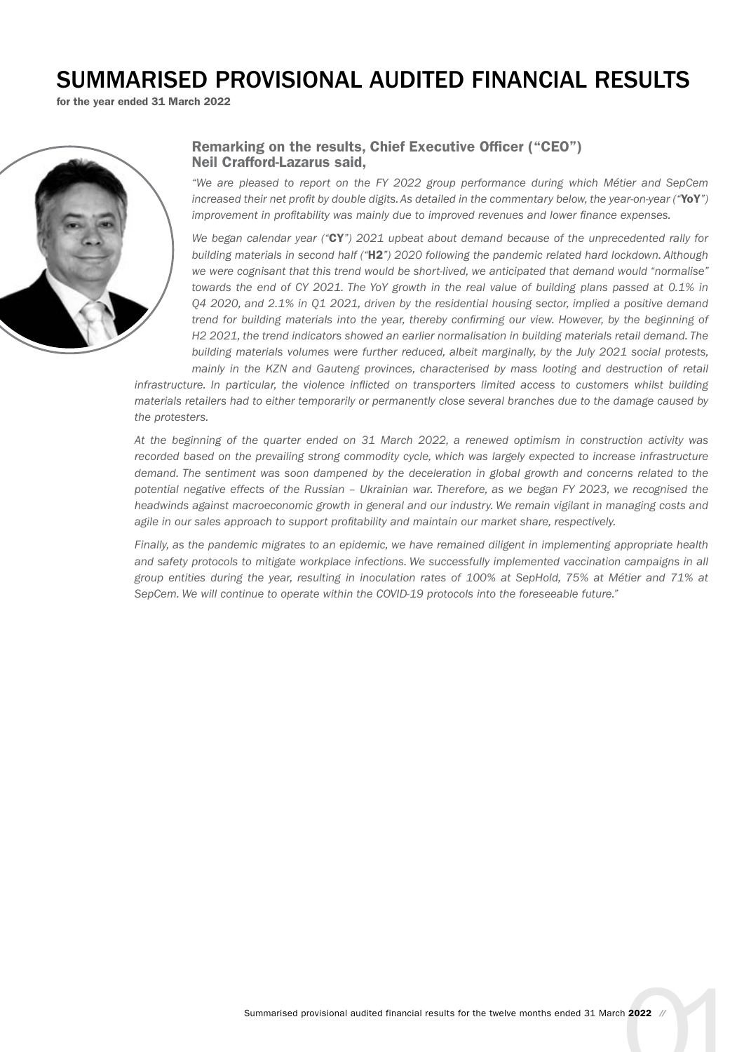# SUMMARISED PROVISIONAL AUDITED FINANCIAL RESULTS

**for the year ended 31 March 2022**

### Remarking on the results, Chief Executive Officer ("CEO") Neil Crafford-Lazarus said,

*"We are pleased to report on the FY 2022 group performance during which Métier and SepCem increased their net profit by double digits. As detailed in the commentary below, the year-on-year ("**YoY**") improvement in profitability was mainly due to improved revenues and lower finance expenses.*

*We began calendar year ("**CY**") 2021 upbeat about demand because of the unprecedented rally for building materials in second half ("**H2**") 2020 following the pandemic related hard lockdown. Although we were cognisant that this trend would be short-lived, we anticipated that demand would "normalise" towards the end of CY 2021. The YoY growth in the real value of building plans passed at 0.1% in Q4 2020, and 2.1% in Q1 2021, driven by the residential housing sector, implied a positive demand trend for building materials into the year, thereby confirming our view. However, by the beginning of H2 2021, the trend indicators showed an earlier normalisation in building materials retail demand. The building materials volumes were further reduced, albeit marginally, by the July 2021 social protests, mainly in the KZN and Gauteng provinces, characterised by mass looting and destruction of retail infrastructure. In particular, the violence inflicted on transporters limited access to customers whilst building materials retailers had to either temporarily or permanently close several branches due to the damage caused by the protesters.*

*At the beginning of the quarter ended on 31 March 2022, a renewed optimism in construction activity was recorded based on the prevailing strong commodity cycle, which was largely expected to increase infrastructure demand. The sentiment was soon dampened by the deceleration in global growth and concerns related to the potential negative effects of the Russian – Ukrainian war. Therefore, as we began FY 2023, we recognised the headwinds against macroeconomic growth in general and our industry. We remain vigilant in managing costs and agile in our sales approach to support profitability and maintain our market share, respectively.*

*Finally, as the pandemic migrates to an epidemic, we have remained diligent in implementing appropriate health and safety protocols to mitigate workplace infections. We successfully implemented vaccination campaigns in all group entities during the year, resulting in inoculation rates of 100% at SepHold, 75% at Métier and 71% at SepCem. We will continue to operate within the COVID-19 protocols into the foreseeable future."*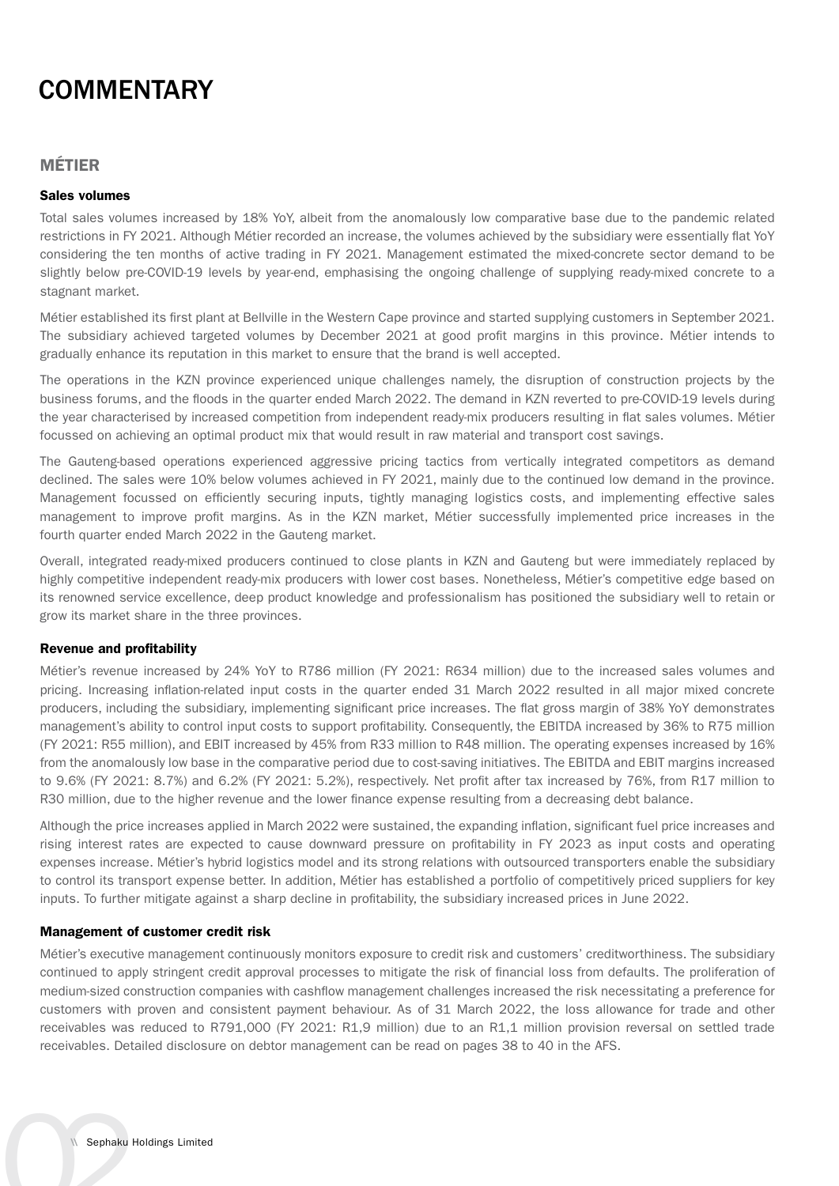# COMMENTARY

## MÉTIER

### Sales volumes

Total sales volumes increased by 18% YoY, albeit from the anomalously low comparative base due to the pandemic related restrictions in FY 2021. Although Métier recorded an increase, the volumes achieved by the subsidiary were essentially flat YoY considering the ten months of active trading in FY 2021. Management estimated the mixed-concrete sector demand to be slightly below pre-COVID-19 levels by year-end, emphasising the ongoing challenge of supplying ready-mixed concrete to a stagnant market.

Métier established its first plant at Bellville in the Western Cape province and started supplying customers in September 2021. The subsidiary achieved targeted volumes by December 2021 at good profit margins in this province. Métier intends to gradually enhance its reputation in this market to ensure that the brand is well accepted.

The operations in the KZN province experienced unique challenges namely, the disruption of construction projects by the business forums, and the floods in the quarter ended March 2022. The demand in KZN reverted to pre-COVID-19 levels during the year characterised by increased competition from independent ready-mix producers resulting in flat sales volumes. Métier focussed on achieving an optimal product mix that would result in raw material and transport cost savings.

The Gauteng-based operations experienced aggressive pricing tactics from vertically integrated competitors as demand declined. The sales were 10% below volumes achieved in FY 2021, mainly due to the continued low demand in the province. Management focussed on efficiently securing inputs, tightly managing logistics costs, and implementing effective sales management to improve profit margins. As in the KZN market, Métier successfully implemented price increases in the fourth quarter ended March 2022 in the Gauteng market.

Overall, integrated ready-mixed producers continued to close plants in KZN and Gauteng but were immediately replaced by highly competitive independent ready-mix producers with lower cost bases. Nonetheless, Métier's competitive edge based on its renowned service excellence, deep product knowledge and professionalism has positioned the subsidiary well to retain or grow its market share in the three provinces.

### Revenue and profitability

Métier's revenue increased by 24% YoY to R786 million (FY 2021: R634 million) due to the increased sales volumes and pricing. Increasing inflation-related input costs in the quarter ended 31 March 2022 resulted in all major mixed concrete producers, including the subsidiary, implementing significant price increases. The flat gross margin of 38% YoY demonstrates management's ability to control input costs to support profitability. Consequently, the EBITDA increased by 36% to R75 million (FY 2021: R55 million), and EBIT increased by 45% from R33 million to R48 million. The operating expenses increased by 16% from the anomalously low base in the comparative period due to cost-saving initiatives. The EBITDA and EBIT margins increased to 9.6% (FY 2021: 8.7%) and 6.2% (FY 2021: 5.2%), respectively. Net profit after tax increased by 76%, from R17 million to R30 million, due to the higher revenue and the lower finance expense resulting from a decreasing debt balance.

Although the price increases applied in March 2022 were sustained, the expanding inflation, significant fuel price increases and rising interest rates are expected to cause downward pressure on profitability in FY 2023 as input costs and operating expenses increase. Métier's hybrid logistics model and its strong relations with outsourced transporters enable the subsidiary to control its transport expense better. In addition, Métier has established a portfolio of competitively priced suppliers for key inputs. To further mitigate against a sharp decline in profitability, the subsidiary increased prices in June 2022.

### Management of customer credit risk

Métier's executive management continuously monitors exposure to credit risk and customers' creditworthiness. The subsidiary continued to apply stringent credit approval processes to mitigate the risk of financial loss from defaults. The proliferation of medium-sized construction companies with cashflow management challenges increased the risk necessitating a preference for customers with proven and consistent payment behaviour. As of 31 March 2022, the loss allowance for trade and other receivables was reduced to R791,000 (FY 2021: R1,9 million) due to an R1,1 million provision reversal on settled trade receivables. Detailed disclosure on debtor management can be read on pages 38 to 40 in the AFS.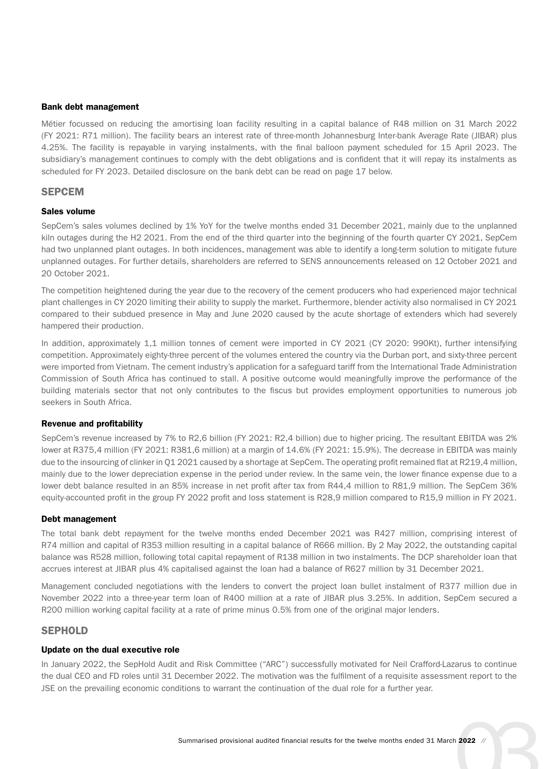### Bank debt management

Métier focussed on reducing the amortising loan facility resulting in a capital balance of R48 million on 31 March 2022 (FY 2021: R71 million). The facility bears an interest rate of three-month Johannesburg Inter-bank Average Rate (JIBAR) plus 4.25%. The facility is repayable in varying instalments, with the final balloon payment scheduled for 15 April 2023. The subsidiary's management continues to comply with the debt obligations and is confident that it will repay its instalments as scheduled for FY 2023. Detailed disclosure on the bank debt can be read on page 17 below.

## SEPCEM

### Sales volume

SepCem's sales volumes declined by 1% YoY for the twelve months ended 31 December 2021, mainly due to the unplanned kiln outages during the H2 2021. From the end of the third quarter into the beginning of the fourth quarter CY 2021, SepCem had two unplanned plant outages. In both incidences, management was able to identify a long-term solution to mitigate future unplanned outages. For further details, shareholders are referred to SENS announcements released on 12 October 2021 and 20 October 2021.

The competition heightened during the year due to the recovery of the cement producers who had experienced major technical plant challenges in CY 2020 limiting their ability to supply the market. Furthermore, blender activity also normalised in CY 2021 compared to their subdued presence in May and June 2020 caused by the acute shortage of extenders which had severely hampered their production.

In addition, approximately 1,1 million tonnes of cement were imported in CY 2021 (CY 2020: 990Kt), further intensifying competition. Approximately eighty-three percent of the volumes entered the country via the Durban port, and sixty-three percent were imported from Vietnam. The cement industry's application for a safeguard tariff from the International Trade Administration Commission of South Africa has continued to stall. A positive outcome would meaningfully improve the performance of the building materials sector that not only contributes to the fiscus but provides employment opportunities to numerous job seekers in South Africa.

### Revenue and profitability

SepCem's revenue increased by 7% to R2,6 billion (FY 2021: R2,4 billion) due to higher pricing. The resultant EBITDA was 2% lower at R375,4 million (FY 2021: R381,6 million) at a margin of 14.6% (FY 2021: 15.9%). The decrease in EBITDA was mainly due to the insourcing of clinker in Q1 2021 caused by a shortage at SepCem. The operating profit remained flat at R219,4 million, mainly due to the lower depreciation expense in the period under review. In the same vein, the lower finance expense due to a lower debt balance resulted in an 85% increase in net profit after tax from R44,4 million to R81,9 million. The SepCem 36% equity-accounted profit in the group FY 2022 profit and loss statement is R28,9 million compared to R15,9 million in FY 2021.

### Debt management

The total bank debt repayment for the twelve months ended December 2021 was R427 million, comprising interest of R74 million and capital of R353 million resulting in a capital balance of R666 million. By 2 May 2022, the outstanding capital balance was R528 million, following total capital repayment of R138 million in two instalments. The DCP shareholder loan that accrues interest at JIBAR plus 4% capitalised against the loan had a balance of R627 million by 31 December 2021.

Management concluded negotiations with the lenders to convert the project loan bullet instalment of R377 million due in November 2022 into a three-year term loan of R400 million at a rate of JIBAR plus 3.25%. In addition, SepCem secured a R200 million working capital facility at a rate of prime minus 0.5% from one of the original major lenders.

## SEPHOLD

### Update on the dual executive role

In January 2022, the SepHold Audit and Risk Committee ("ARC") successfully motivated for Neil Crafford-Lazarus to continue the dual CEO and FD roles until 31 December 2022. The motivation was the fulfilment of a requisite assessment report to the JSE on the prevailing economic conditions to warrant the continuation of the dual role for a further year.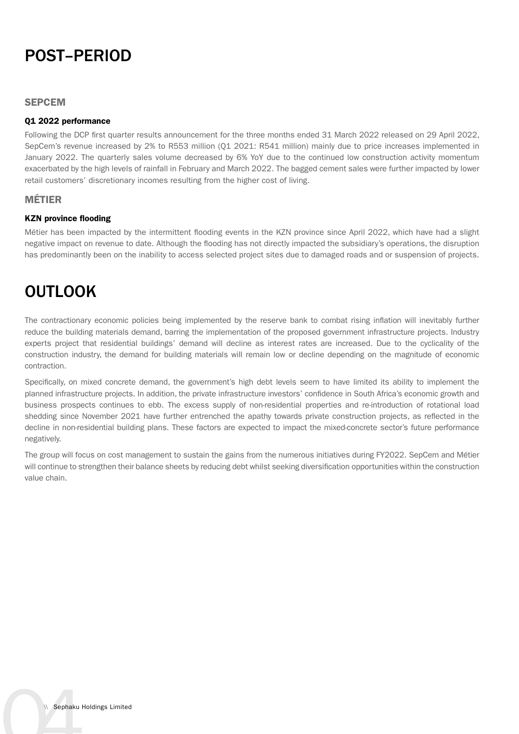# POST–PERIOD

## SEPCEM

### Q1 2022 performance

Following the DCP first quarter results announcement for the three months ended 31 March 2022 released on 29 April 2022, SepCem's revenue increased by 2% to R553 million (Q1 2021: R541 million) mainly due to price increases implemented in January 2022. The quarterly sales volume decreased by 6% YoY due to the continued low construction activity momentum exacerbated by the high levels of rainfall in February and March 2022. The bagged cement sales were further impacted by lower retail customers' discretionary incomes resulting from the higher cost of living.

## MÉTIER

### KZN province flooding

Métier has been impacted by the intermittent flooding events in the KZN province since April 2022, which have had a slight negative impact on revenue to date. Although the flooding has not directly impacted the subsidiary's operations, the disruption has predominantly been on the inability to access selected project sites due to damaged roads and or suspension of projects.

# OUTLOOK

The contractionary economic policies being implemented by the reserve bank to combat rising inflation will inevitably further reduce the building materials demand, barring the implementation of the proposed government infrastructure projects. Industry experts project that residential buildings' demand will decline as interest rates are increased. Due to the cyclicality of the construction industry, the demand for building materials will remain low or decline depending on the magnitude of economic contraction.

Specifically, on mixed concrete demand, the government's high debt levels seem to have limited its ability to implement the planned infrastructure projects. In addition, the private infrastructure investors' confidence in South Africa's economic growth and business prospects continues to ebb. The excess supply of non-residential properties and re-introduction of rotational load shedding since November 2021 have further entrenched the apathy towards private construction projects, as reflected in the decline in non-residential building plans. These factors are expected to impact the mixed-concrete sector's future performance negatively.

The group will focus on cost management to sustain the gains from the numerous initiatives during FY2022. SepCem and Métier will continue to strengthen their balance sheets by reducing debt whilst seeking diversification opportunities within the construction value chain.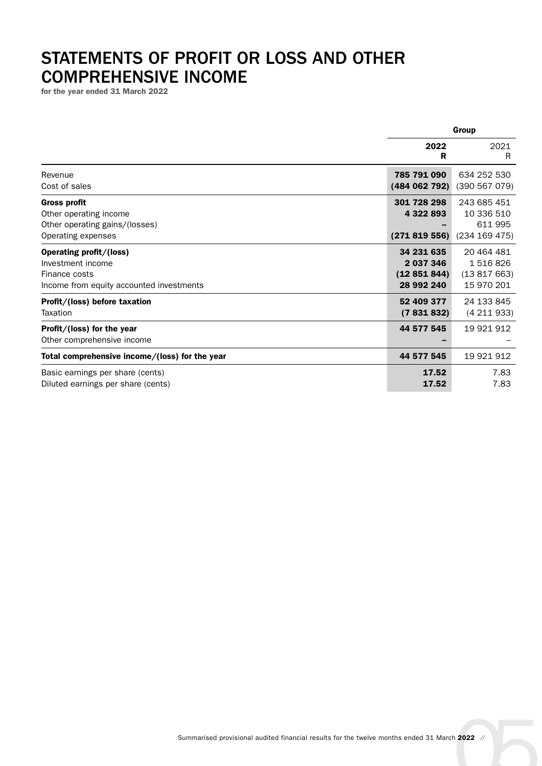# STATEMENTS OF PROFIT OR LOSS AND OTHER COMPREHENSIVE INCOME

**for the year ended 31 March 2022**

| | Group | |
|---|---|---|
| | **2022** **R** | 2021 R |
| Revenue | **785 791 090** | 634 252 530 |
| Cost of sales | **(484 062 792)** | (390 567 079) |
| **Gross profit** | **301 728 298** | 243 685 451 |
| Other operating income | **4 322 893** | 10 336 510 |
| Other operating gains/(losses) | **–** | 611 995 |
| Operating expenses | **(271 819 556)** | (234 169 475) |
| **Operating profit/(loss)** | **34 231 635** | 20 464 481 |
| Investment income | **2 037 346** | 1 516 826 |
| Finance costs | **(12 851 844)** | (13 817 663) |
| Income from equity accounted investments | **28 992 240** | 15 970 201 |
| **Profit/(loss) before taxation** | **52 409 377** | 24 133 845 |
| Taxation | **(7 831 832)** | (4 211 933) |
| **Profit/(loss) for the year** | **44 577 545** | 19 921 912 |
| Other comprehensive income | **–** | – |
| **Total comprehensive income/(loss) for the year** | **44 577 545** | 19 921 912 |
| Basic earnings per share (cents) | **17.52** | 7.83 |
| Diluted earnings per share (cents) | **17.52** | 7.83 |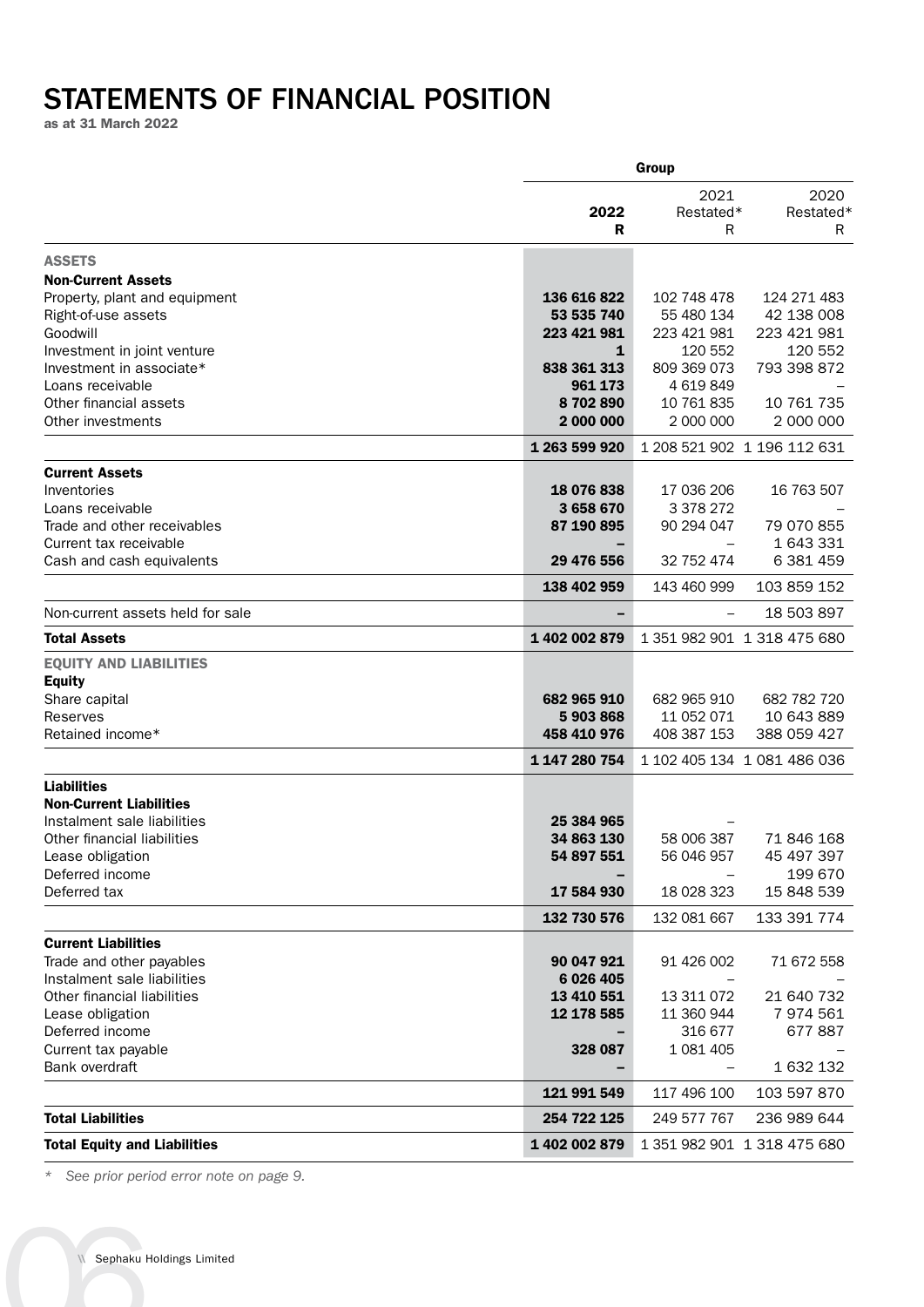# STATEMENTS OF FINANCIAL POSITION

**as at 31 March 2022**

| | Group | | |
|---|---|---|---|
| | **2022** **R** | 2021 Restated* R | 2020 Restated* R |
| **ASSETS** | | | |
| **Non-Current Assets** | | | |
| Property, plant and equipment | **136 616 822** | 102 748 478 | 124 271 483 |
| Right-of-use assets | **53 535 740** | 55 480 134 | 42 138 008 |
| Goodwill | **223 421 981** | 223 421 981 | 223 421 981 |
| Investment in joint venture | **1** | 120 552 | 120 552 |
| Investment in associate* | **838 361 313** | 809 369 073 | 793 398 872 |
| Loans receivable | **961 173** | 4 619 849 | – |
| Other financial assets | **8 702 890** | 10 761 835 | 10 761 735 |
| Other investments | **2 000 000** | 2 000 000 | 2 000 000 |
| | **1 263 599 920** | 1 208 521 902 | 1 196 112 631 |
| **Current Assets** | | | |
| Inventories | **18 076 838** | 17 036 206 | 16 763 507 |
| Loans receivable | **3 658 670** | 3 378 272 | – |
| Trade and other receivables | **87 190 895** | 90 294 047 | 79 070 855 |
| Current tax receivable | **–** | – | 1 643 331 |
| Cash and cash equivalents | **29 476 556** | 32 752 474 | 6 381 459 |
| | **138 402 959** | 143 460 999 | 103 859 152 |
| Non-current assets held for sale | **–** | – | 18 503 897 |
| **Total Assets** | **1 402 002 879** | 1 351 982 901 | 1 318 475 680 |
| **EQUITY AND LIABILITIES** | | | |
| **Equity** | | | |
| Share capital | **682 965 910** | 682 965 910 | 682 782 720 |
| Reserves | **5 903 868** | 11 052 071 | 10 643 889 |
| Retained income* | **458 410 976** | 408 387 153 | 388 059 427 |
| | **1 147 280 754** | 1 102 405 134 | 1 081 486 036 |
| **Liabilities** | | | |
| **Non-Current Liabilities** | | | |
| Instalment sale liabilities | **25 384 965** | – | |
| Other financial liabilities | **34 863 130** | 58 006 387 | 71 846 168 |
| Lease obligation | **54 897 551** | 56 046 957 | 45 497 397 |
| Deferred income | **–** | – | 199 670 |
| Deferred tax | **17 584 930** | 18 028 323 | 15 848 539 |
| | **132 730 576** | 132 081 667 | 133 391 774 |
| **Current Liabilities** | | | |
| Trade and other payables | **90 047 921** | 91 426 002 | 71 672 558 |
| Instalment sale liabilities | **6 026 405** | – | – |
| Other financial liabilities | **13 410 551** | 13 311 072 | 21 640 732 |
| Lease obligation | **12 178 585** | 11 360 944 | 7 974 561 |
| Deferred income | **–** | 316 677 | 677 887 |
| Current tax payable | **328 087** | 1 081 405 | – |
| Bank overdraft | **–** | – | 1 632 132 |
| | **121 991 549** | 117 496 100 | 103 597 870 |
| **Total Liabilities** | **254 722 125** | 249 577 767 | 236 989 644 |
| **Total Equity and Liabilities** | **1 402 002 879** | 1 351 982 901 | 1 318 475 680 |

\* *See prior period error note on page 9.*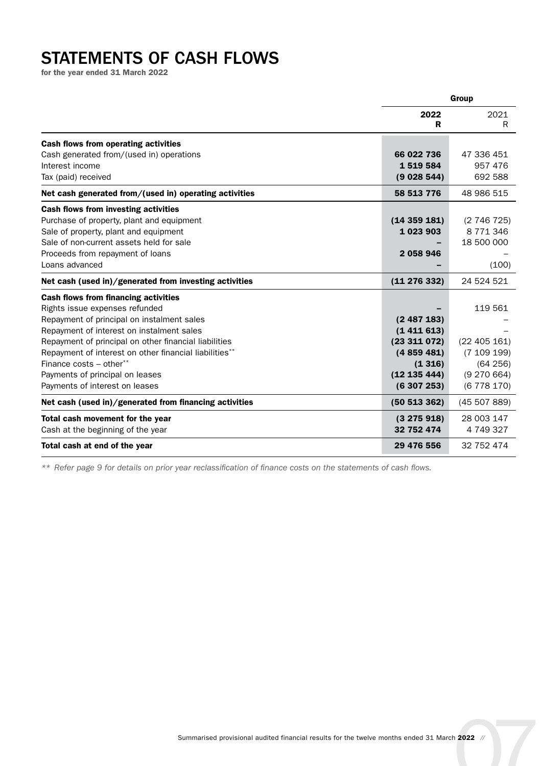# STATEMENTS OF CASH FLOWS

**for the year ended 31 March 2022**

| | Group | |
|---|---|---|
| | **2022** **R** | 2021 R |
| **Cash flows from operating activities** | | |
| Cash generated from/(used in) operations | **66 022 736** | 47 336 451 |
| Interest income | **1 519 584** | 957 476 |
| Tax (paid) received | **(9 028 544)** | 692 588 |
| **Net cash generated from/(used in) operating activities** | **58 513 776** | 48 986 515 |
| **Cash flows from investing activities** | | |
| Purchase of property, plant and equipment | **(14 359 181)** | (2 746 725) |
| Sale of property, plant and equipment | **1 023 903** | 8 771 346 |
| Sale of non-current assets held for sale | **–** | 18 500 000 |
| Proceeds from repayment of loans | **2 058 946** | – |
| Loans advanced | **–** | (100) |
| **Net cash (used in)/generated from investing activities** | **(11 276 332)** | 24 524 521 |
| **Cash flows from financing activities** | | |
| Rights issue expenses refunded | **–** | 119 561 |
| Repayment of principal on instalment sales | **(2 487 183)** | – |
| Repayment of interest on instalment sales | **(1 411 613)** | – |
| Repayment of principal on other financial liabilities | **(23 311 072)** | (22 405 161) |
| Repayment of interest on other financial liabilities** | **(4 859 481)** | (7 109 199) |
| Finance costs – other** | **(1 316)** | (64 256) |
| Payments of principal on leases | **(12 135 444)** | (9 270 664) |
| Payments of interest on leases | **(6 307 253)** | (6 778 170) |
| **Net cash (used in)/generated from financing activities** | **(50 513 362)** | (45 507 889) |
| **Total cash movement for the year** | **(3 275 918)** | 28 003 147 |
| Cash at the beginning of the year | **32 752 474** | 4 749 327 |
| **Total cash at end of the year** | **29 476 556** | 32 752 474 |

*** Refer page 9 for details on prior year reclassification of finance costs on the statements of cash flows.*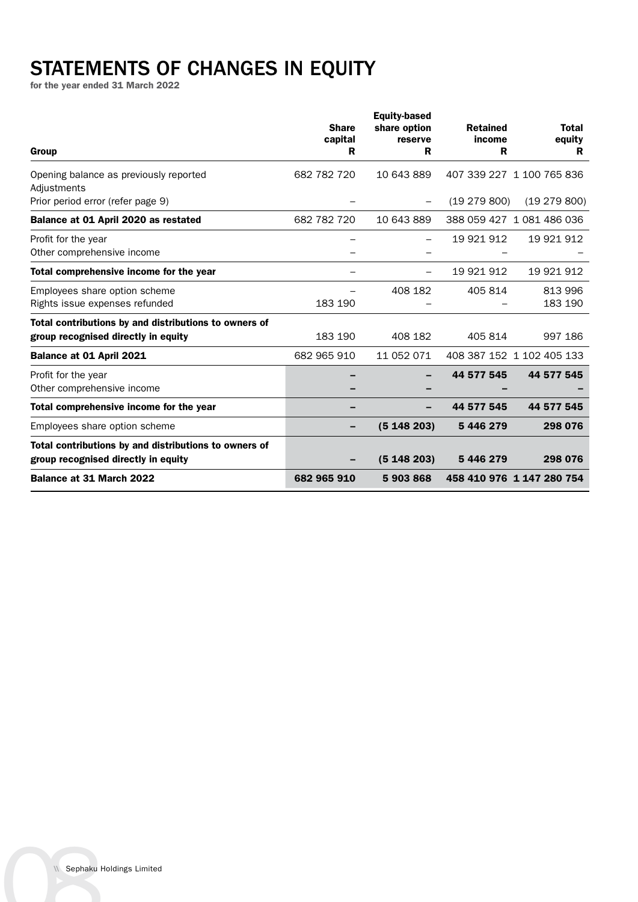# STATEMENTS OF CHANGES IN EQUITY

**for the year ended 31 March 2022**

| Group | Share capital R | Equity-based share option reserve R | Retained income R | Total equity R |
|---|---|---|---|---|
| Opening balance as previously reported | 682 782 720 | 10 643 889 | 407 339 227 | 1 100 765 836 |
| Adjustments | | | | |
| Prior period error (refer page 9) | – | – | (19 279 800) | (19 279 800) |
| **Balance at 01 April 2020 as restated** | 682 782 720 | 10 643 889 | 388 059 427 | 1 081 486 036 |
| Profit for the year | – | – | 19 921 912 | 19 921 912 |
| Other comprehensive income | – | – | – | – |
| **Total comprehensive income for the year** | – | – | 19 921 912 | 19 921 912 |
| Employees share option scheme | – | 408 182 | 405 814 | 813 996 |
| Rights issue expenses refunded | 183 190 | – | – | 183 190 |
| **Total contributions by and distributions to owners of group recognised directly in equity** | 183 190 | 408 182 | 405 814 | 997 186 |
| **Balance at 01 April 2021** | 682 965 910 | 11 052 071 | 408 387 152 | 1 102 405 133 |
| Profit for the year | **–** | **–** | **44 577 545** | **44 577 545** |
| Other comprehensive income | **–** | **–** | **–** | **–** |
| **Total comprehensive income for the year** | **–** | **–** | **44 577 545** | **44 577 545** |
| Employees share option scheme | **–** | **(5 148 203)** | **5 446 279** | **298 076** |
| **Total contributions by and distributions to owners of group recognised directly in equity** | **–** | **(5 148 203)** | **5 446 279** | **298 076** |
| **Balance at 31 March 2022** | **682 965 910** | **5 903 868** | **458 410 976** | **1 147 280 754** |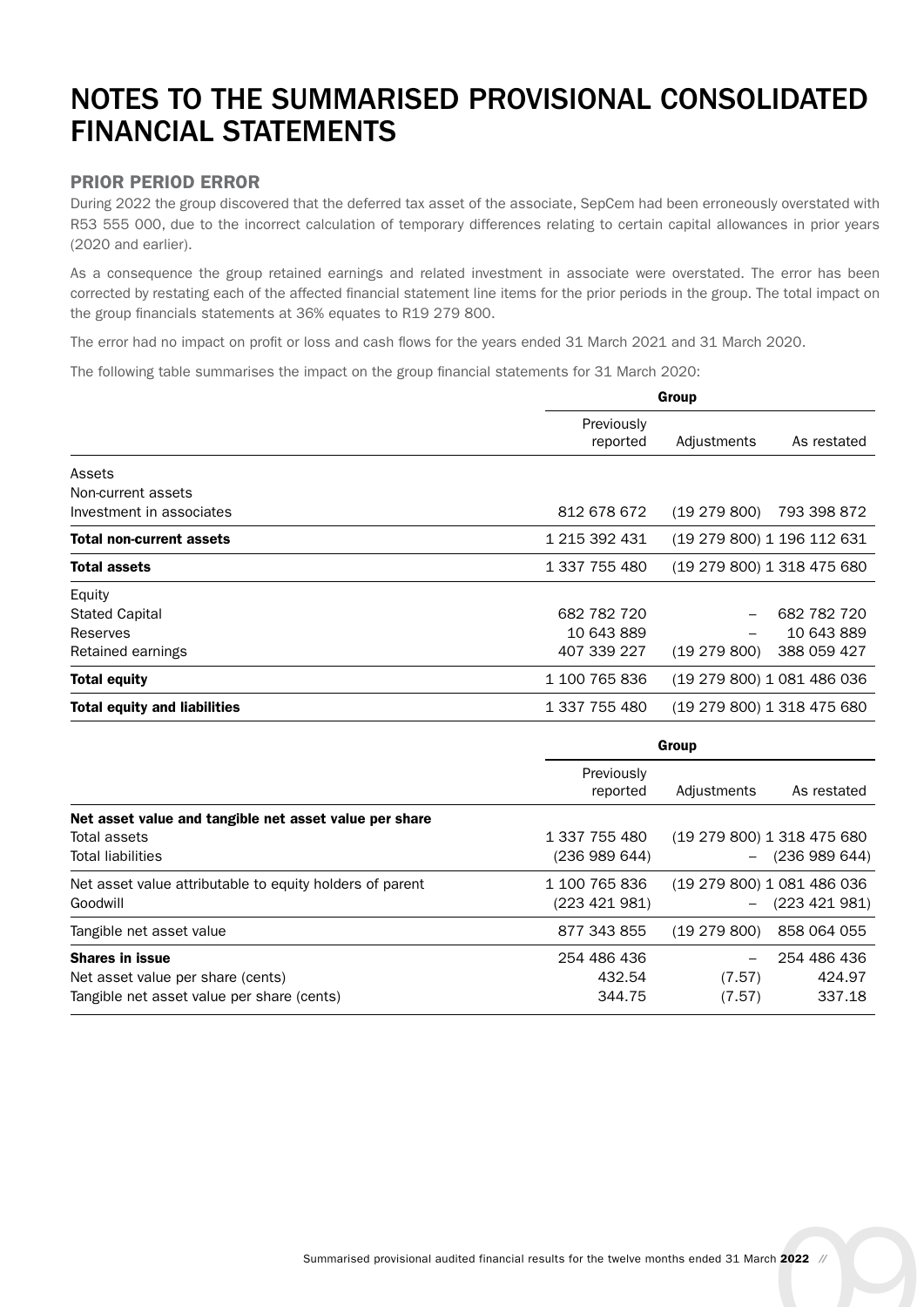# NOTES TO THE SUMMARISED PROVISIONAL CONSOLIDATED FINANCIAL STATEMENTS

## PRIOR PERIOD ERROR

During 2022 the group discovered that the deferred tax asset of the associate, SepCem had been erroneously overstated with R53 555 000, due to the incorrect calculation of temporary differences relating to certain capital allowances in prior years (2020 and earlier).

As a consequence the group retained earnings and related investment in associate were overstated. The error has been corrected by restating each of the affected financial statement line items for the prior periods in the group. The total impact on the group financials statements at 36% equates to R19 279 800.

The error had no impact on profit or loss and cash flows for the years ended 31 March 2021 and 31 March 2020.

The following table summarises the impact on the group financial statements for 31 March 2020:

| | Group | | |
|---|---|---|---|
| | Previously reported | Adjustments | As restated |
| Assets | | | |
| Non-current assets | | | |
| Investment in associates | 812 678 672 | (19 279 800) | 793 398 872 |
| **Total non-current assets** | 1 215 392 431 | (19 279 800) | 1 196 112 631 |
| **Total assets** | 1 337 755 480 | (19 279 800) | 1 318 475 680 |
| Equity | | | |
| Stated Capital | 682 782 720 | – | 682 782 720 |
| Reserves | 10 643 889 | – | 10 643 889 |
| Retained earnings | 407 339 227 | (19 279 800) | 388 059 427 |
| **Total equity** | 1 100 765 836 | (19 279 800) | 1 081 486 036 |
| **Total equity and liabilities** | 1 337 755 480 | (19 279 800) | 1 318 475 680 |

| | Group | | |
|---|---|---|---|
| | Previously reported | Adjustments | As restated |
| **Net asset value and tangible net asset value per share** | | | |
| Total assets | 1 337 755 480 | (19 279 800) | 1 318 475 680 |
| Total liabilities | (236 989 644) | – | (236 989 644) |
| Net asset value attributable to equity holders of parent | 1 100 765 836 | (19 279 800) | 1 081 486 036 |
| Goodwill | (223 421 981) | – | (223 421 981) |
| Tangible net asset value | 877 343 855 | (19 279 800) | 858 064 055 |
| **Shares in issue** | 254 486 436 | – | 254 486 436 |
| Net asset value per share (cents) | 432.54 | (7.57) | 424.97 |
| Tangible net asset value per share (cents) | 344.75 | (7.57) | 337.18 |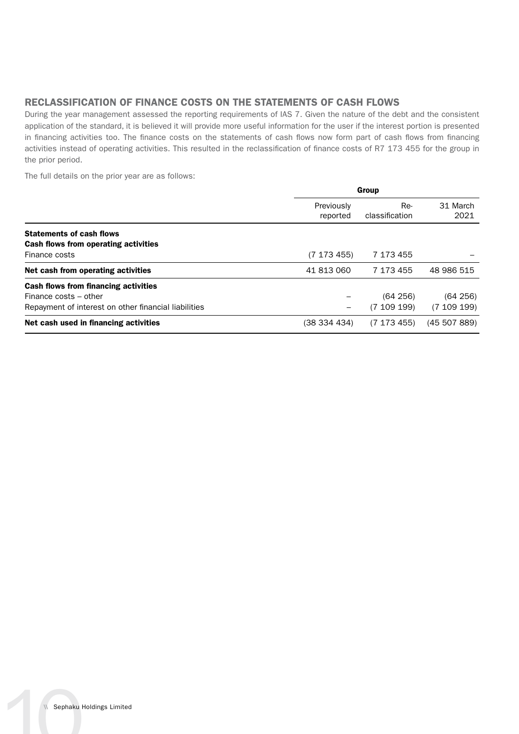## RECLASSIFICATION OF FINANCE COSTS ON THE STATEMENTS OF CASH FLOWS

During the year management assessed the reporting requirements of IAS 7. Given the nature of the debt and the consistent application of the standard, it is believed it will provide more useful information for the user if the interest portion is presented in financing activities too. The finance costs on the statements of cash flows now form part of cash flows from financing activities instead of operating activities. This resulted in the reclassification of finance costs of R7 173 455 for the group in the prior period.

The full details on the prior year are as follows:

| | Group | | |
|---|---|---|---|
| | Previously reported | Re-classification | 31 March 2021 |
| **Statements of cash flows** | | | |
| **Cash flows from operating activities** | | | |
| Finance costs | (7 173 455) | 7 173 455 | – |
| **Net cash from operating activities** | 41 813 060 | 7 173 455 | 48 986 515 |
| **Cash flows from financing activities** | | | |
| Finance costs – other | – | (64 256) | (64 256) |
| Repayment of interest on other financial liabilities | – | (7 109 199) | (7 109 199) |
| **Net cash used in financing activities** | (38 334 434) | (7 173 455) | (45 507 889) |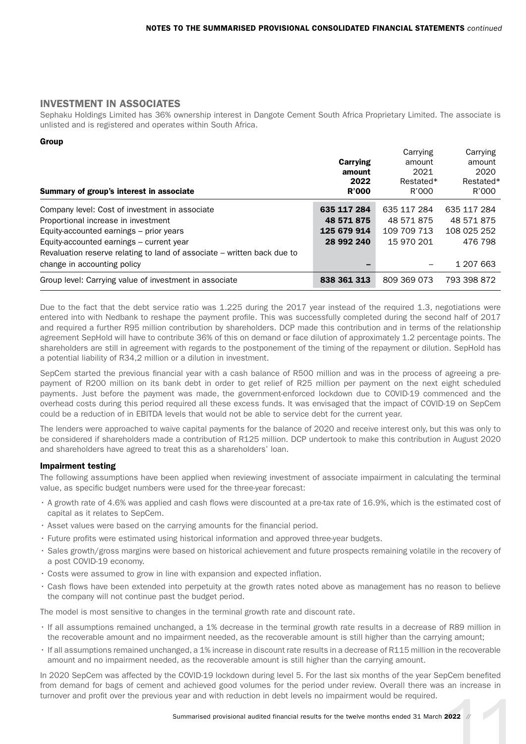## INVESTMENT IN ASSOCIATES

Sephaku Holdings Limited has 36% ownership interest in Dangote Cement South Africa Proprietary Limited. The associate is unlisted and is registered and operates within South Africa.

### Group

| Summary of group's interest in associate | **Carrying amount 2022 R'000** | Carrying amount 2021 Restated* R'000 | Carrying amount 2020 Restated* R'000 |
|---|---|---|---|
| Company level: Cost of investment in associate | **635 117 284** | 635 117 284 | 635 117 284 |
| Proportional increase in investment | **48 571 875** | 48 571 875 | 48 571 875 |
| Equity-accounted earnings – prior years | **125 679 914** | 109 709 713 | 108 025 252 |
| Equity-accounted earnings – current year | **28 992 240** | 15 970 201 | 476 798 |
| Revaluation reserve relating to land of associate – written back due to change in accounting policy | **–** | – | 1 207 663 |
| Group level: Carrying value of investment in associate | **838 361 313** | 809 369 073 | 793 398 872 |

Due to the fact that the debt service ratio was 1.225 during the 2017 year instead of the required 1.3, negotiations were entered into with Nedbank to reshape the payment profile. This was successfully completed during the second half of 2017 and required a further R95 million contribution by shareholders. DCP made this contribution and in terms of the relationship agreement SepHold will have to contribute 36% of this on demand or face dilution of approximately 1.2 percentage points. The shareholders are still in agreement with regards to the postponement of the timing of the repayment or dilution. SepHold has a potential liability of R34,2 million or a dilution in investment.

SepCem started the previous financial year with a cash balance of R500 million and was in the process of agreeing a pre-payment of R200 million on its bank debt in order to get relief of R25 million per payment on the next eight scheduled payments. Just before the payment was made, the government-enforced lockdown due to COVID-19 commenced and the overhead costs during this period required all these excess funds. It was envisaged that the impact of COVID-19 on SepCem could be a reduction of in EBITDA levels that would not be able to service debt for the current year.

The lenders were approached to waive capital payments for the balance of 2020 and receive interest only, but this was only to be considered if shareholders made a contribution of R125 million. DCP undertook to make this contribution in August 2020 and shareholders have agreed to treat this as a shareholders' loan.

### Impairment testing

The following assumptions have been applied when reviewing investment of associate impairment in calculating the terminal value, as specific budget numbers were used for the three-year forecast:

- A growth rate of 4.6% was applied and cash flows were discounted at a pre-tax rate of 16.9%, which is the estimated cost of capital as it relates to SepCem.
- Asset values were based on the carrying amounts for the financial period.
- Future profits were estimated using historical information and approved three-year budgets.
- Sales growth/gross margins were based on historical achievement and future prospects remaining volatile in the recovery of a post COVID-19 economy.
- Costs were assumed to grow in line with expansion and expected inflation.
- Cash flows have been extended into perpetuity at the growth rates noted above as management has no reason to believe the company will not continue past the budget period.

The model is most sensitive to changes in the terminal growth rate and discount rate.

- If all assumptions remained unchanged, a 1% decrease in the terminal growth rate results in a decrease of R89 million in the recoverable amount and no impairment needed, as the recoverable amount is still higher than the carrying amount;
- If all assumptions remained unchanged, a 1% increase in discount rate results in a decrease of R115 million in the recoverable amount and no impairment needed, as the recoverable amount is still higher than the carrying amount.

In 2020 SepCem was affected by the COVID-19 lockdown during level 5. For the last six months of the year SepCem benefited from demand for bags of cement and achieved good volumes for the period under review. Overall there was an increase in turnover and profit over the previous year and with reduction in debt levels no impairment would be required.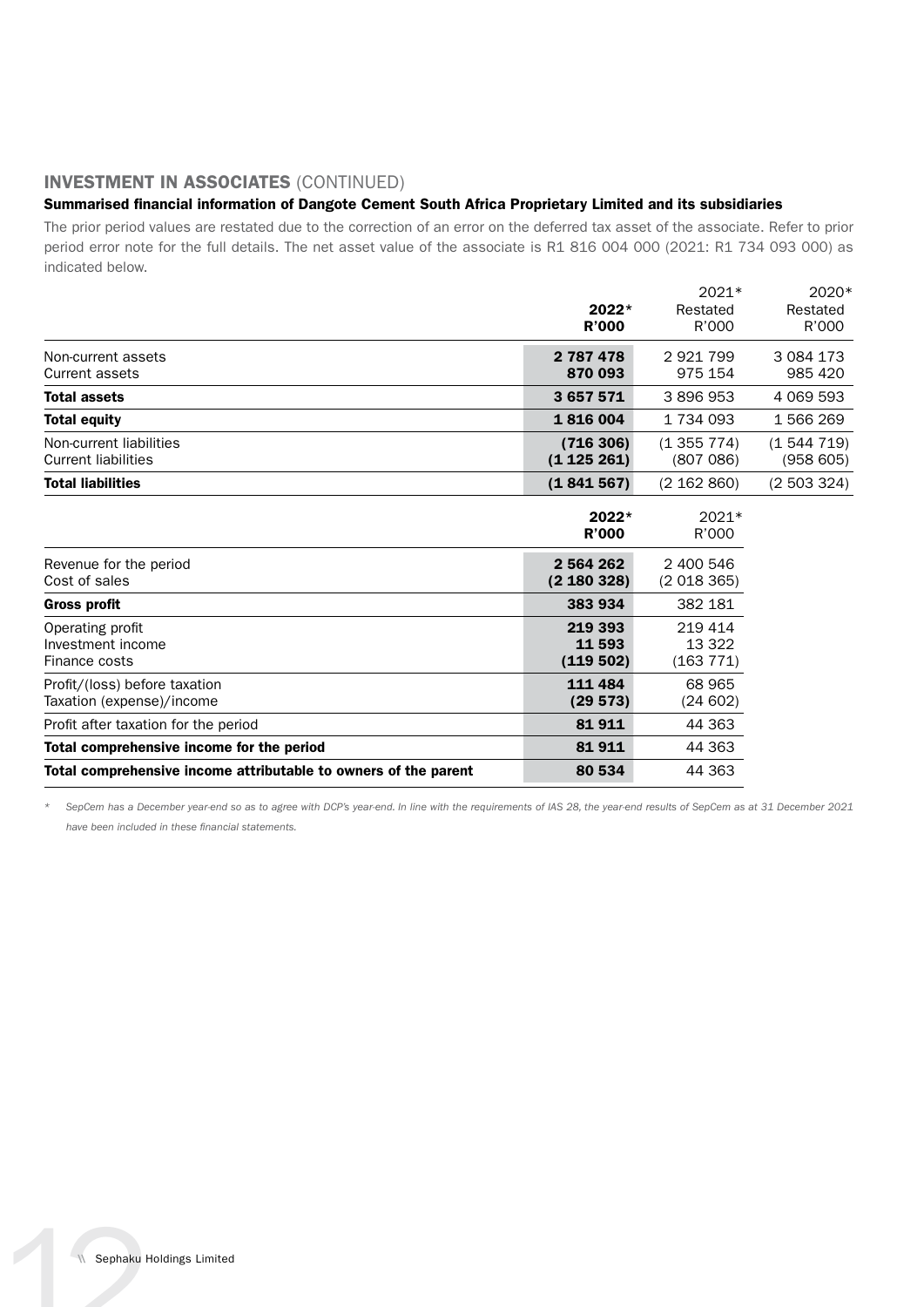## INVESTMENT IN ASSOCIATES (CONTINUED)

### Summarised financial information of Dangote Cement South Africa Proprietary Limited and its subsidiaries

The prior period values are restated due to the correction of an error on the deferred tax asset of the associate. Refer to prior period error note for the full details. The net asset value of the associate is R1 816 004 000 (2021: R1 734 093 000) as indicated below.

| | **2022*** **R'000** | 2021* Restated R'000 | 2020* Restated R'000 |
|---|---|---|---|
| Non-current assets | **2 787 478** | 2 921 799 | 3 084 173 |
| Current assets | **870 093** | 975 154 | 985 420 |
| **Total assets** | **3 657 571** | 3 896 953 | 4 069 593 |
| **Total equity** | **1 816 004** | 1 734 093 | 1 566 269 |
| Non-current liabilities | **(716 306)** | (1 355 774) | (1 544 719) |
| Current liabilities | **(1 125 261)** | (807 086) | (958 605) |
| **Total liabilities** | **(1 841 567)** | (2 162 860) | (2 503 324) |

| | **2022*** **R'000** | 2021* R'000 |
|---|---|---|
| Revenue for the period | **2 564 262** | 2 400 546 |
| Cost of sales | **(2 180 328)** | (2 018 365) |
| **Gross profit** | **383 934** | 382 181 |
| Operating profit | **219 393** | 219 414 |
| Investment income | **11 593** | 13 322 |
| Finance costs | **(119 502)** | (163 771) |
| Profit/(loss) before taxation | **111 484** | 68 965 |
| Taxation (expense)/income | **(29 573)** | (24 602) |
| Profit after taxation for the period | **81 911** | 44 363 |
| **Total comprehensive income for the period** | **81 911** | 44 363 |
| **Total comprehensive income attributable to owners of the parent** | **80 534** | 44 363 |

\* *SepCem has a December year-end so as to agree with DCP's year-end. In line with the requirements of IAS 28, the year-end results of SepCem as at 31 December 2021 have been included in these financial statements.*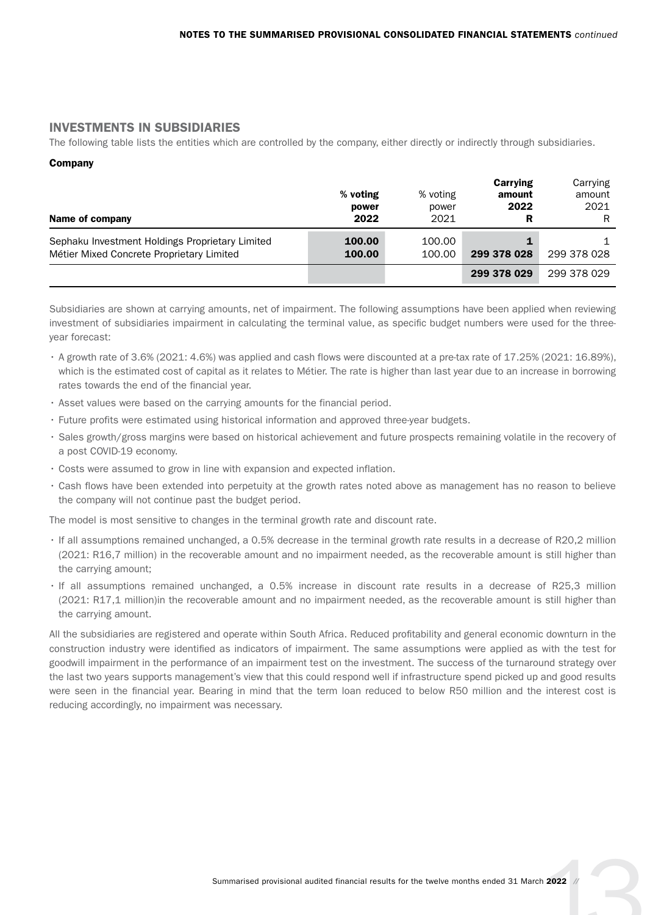## INVESTMENTS IN SUBSIDIARIES

The following table lists the entities which are controlled by the company, either directly or indirectly through subsidiaries.

**Company**

| Name of company | % voting power 2022 | % voting power 2021 | Carrying amount 2022 R | Carrying amount 2021 R |
|---|---|---|---|---|
| Sephaku Investment Holdings Proprietary Limited | **100.00** | 100.00 | **1** | 1 |
| Métier Mixed Concrete Proprietary Limited | **100.00** | 100.00 | **299 378 028** | 299 378 028 |
| | | | **299 378 029** | 299 378 029 |

Subsidiaries are shown at carrying amounts, net of impairment. The following assumptions have been applied when reviewing investment of subsidiaries impairment in calculating the terminal value, as specific budget numbers were used for the three-year forecast:

- A growth rate of 3.6% (2021: 4.6%) was applied and cash flows were discounted at a pre-tax rate of 17.25% (2021: 16.89%), which is the estimated cost of capital as it relates to Métier. The rate is higher than last year due to an increase in borrowing rates towards the end of the financial year.
- Asset values were based on the carrying amounts for the financial period.
- Future profits were estimated using historical information and approved three-year budgets.
- Sales growth/gross margins were based on historical achievement and future prospects remaining volatile in the recovery of a post COVID-19 economy.
- Costs were assumed to grow in line with expansion and expected inflation.
- Cash flows have been extended into perpetuity at the growth rates noted above as management has no reason to believe the company will not continue past the budget period.

The model is most sensitive to changes in the terminal growth rate and discount rate.

- If all assumptions remained unchanged, a 0.5% decrease in the terminal growth rate results in a decrease of R20,2 million (2021: R16,7 million) in the recoverable amount and no impairment needed, as the recoverable amount is still higher than the carrying amount;
- If all assumptions remained unchanged, a 0.5% increase in discount rate results in a decrease of R25,3 million (2021: R17,1 million)in the recoverable amount and no impairment needed, as the recoverable amount is still higher than the carrying amount.

All the subsidiaries are registered and operate within South Africa. Reduced profitability and general economic downturn in the construction industry were identified as indicators of impairment. The same assumptions were applied as with the test for goodwill impairment in the performance of an impairment test on the investment. The success of the turnaround strategy over the last two years supports management's view that this could respond well if infrastructure spend picked up and good results were seen in the financial year. Bearing in mind that the term loan reduced to below R50 million and the interest cost is reducing accordingly, no impairment was necessary.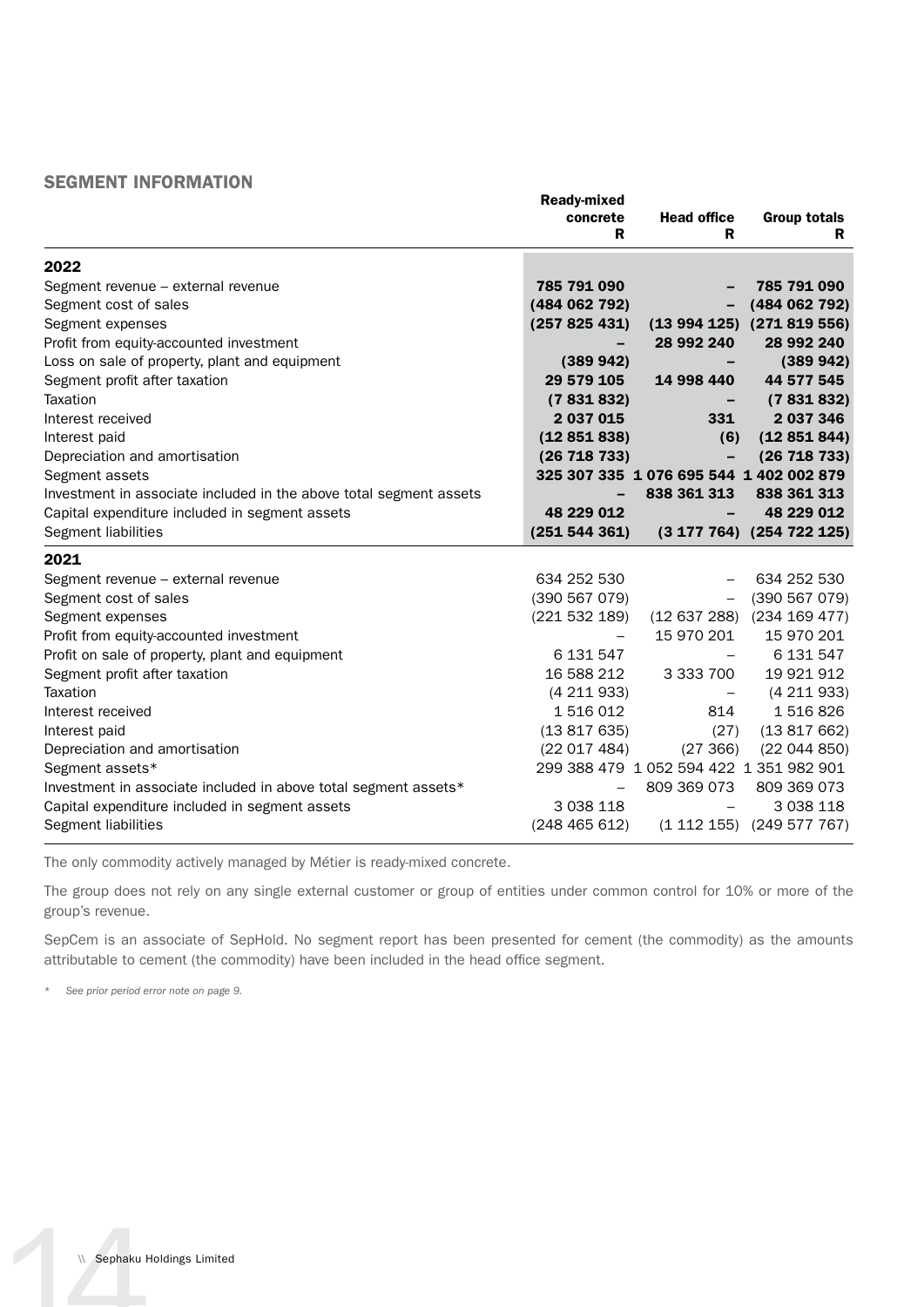## SEGMENT INFORMATION

| | Ready-mixed concrete R | Head office R | Group totals R |
|---|---|---|---|
| **2022** | | | |
| Segment revenue – external revenue | **785 791 090** | **–** | **785 791 090** |
| Segment cost of sales | **(484 062 792)** | **–** | **(484 062 792)** |
| Segment expenses | **(257 825 431)** | **(13 994 125)** | **(271 819 556)** |
| Profit from equity-accounted investment | **–** | **28 992 240** | **28 992 240** |
| Loss on sale of property, plant and equipment | **(389 942)** | **–** | **(389 942)** |
| Segment profit after taxation | **29 579 105** | **14 998 440** | **44 577 545** |
| Taxation | **(7 831 832)** | **–** | **(7 831 832)** |
| Interest received | **2 037 015** | **331** | **2 037 346** |
| Interest paid | **(12 851 838)** | **(6)** | **(12 851 844)** |
| Depreciation and amortisation | **(26 718 733)** | **–** | **(26 718 733)** |
| Segment assets | **325 307 335** | **1 076 695 544** | **1 402 002 879** |
| Investment in associate included in the above total segment assets | **–** | **838 361 313** | **838 361 313** |
| Capital expenditure included in segment assets | **48 229 012** | **–** | **48 229 012** |
| Segment liabilities | **(251 544 361)** | **(3 177 764)** | **(254 722 125)** |
| **2021** | | | |
| Segment revenue – external revenue | 634 252 530 | – | 634 252 530 |
| Segment cost of sales | (390 567 079) | – | (390 567 079) |
| Segment expenses | (221 532 189) | (12 637 288) | (234 169 477) |
| Profit from equity-accounted investment | – | 15 970 201 | 15 970 201 |
| Profit on sale of property, plant and equipment | 6 131 547 | – | 6 131 547 |
| Segment profit after taxation | 16 588 212 | 3 333 700 | 19 921 912 |
| Taxation | (4 211 933) | – | (4 211 933) |
| Interest received | 1 516 012 | 814 | 1 516 826 |
| Interest paid | (13 817 635) | (27) | (13 817 662) |
| Depreciation and amortisation | (22 017 484) | (27 366) | (22 044 850) |
| Segment assets* | 299 388 479 | 1 052 594 422 | 1 351 982 901 |
| Investment in associate included in above total segment assets* | – | 809 369 073 | 809 369 073 |
| Capital expenditure included in segment assets | 3 038 118 | – | 3 038 118 |
| Segment liabilities | (248 465 612) | (1 112 155) | (249 577 767) |

The only commodity actively managed by Métier is ready-mixed concrete.

The group does not rely on any single external customer or group of entities under common control for 10% or more of the group's revenue.

SepCem is an associate of SepHold. No segment report has been presented for cement (the commodity) as the amounts attributable to cement (the commodity) have been included in the head office segment.

*\* See prior period error note on page 9.*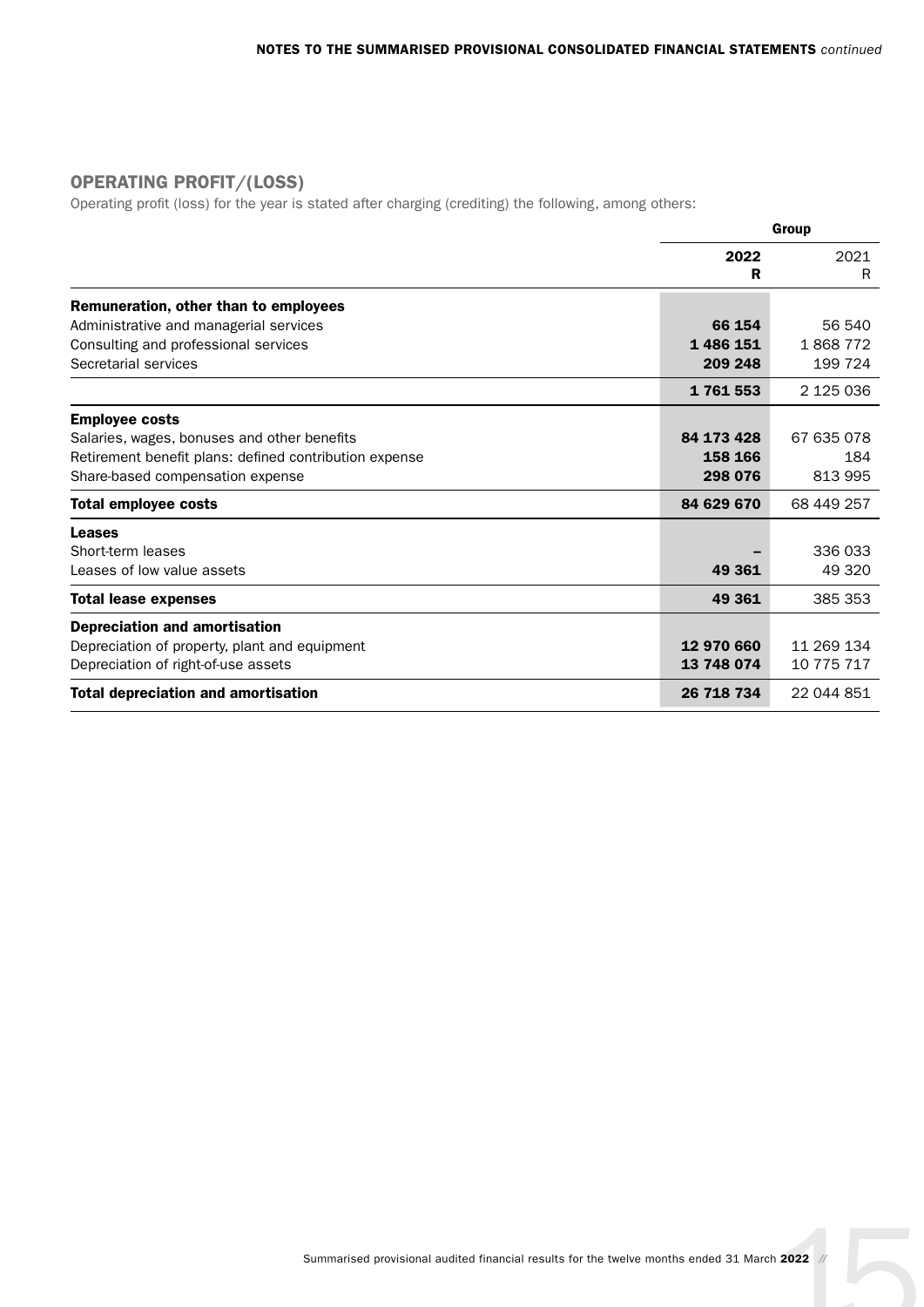## OPERATING PROFIT/(LOSS)

Operating profit (loss) for the year is stated after charging (crediting) the following, among others:

| | Group | |
|---|---|---|
| | **2022** **R** | 2021 R |
| **Remuneration, other than to employees** | | |
| Administrative and managerial services | **66 154** | 56 540 |
| Consulting and professional services | **1 486 151** | 1 868 772 |
| Secretarial services | **209 248** | 199 724 |
| | **1 761 553** | 2 125 036 |
| **Employee costs** | | |
| Salaries, wages, bonuses and other benefits | **84 173 428** | 67 635 078 |
| Retirement benefit plans: defined contribution expense | **158 166** | 184 |
| Share-based compensation expense | **298 076** | 813 995 |
| **Total employee costs** | **84 629 670** | 68 449 257 |
| **Leases** | | |
| Short-term leases | **–** | 336 033 |
| Leases of low value assets | **49 361** | 49 320 |
| **Total lease expenses** | **49 361** | 385 353 |
| **Depreciation and amortisation** | | |
| Depreciation of property, plant and equipment | **12 970 660** | 11 269 134 |
| Depreciation of right-of-use assets | **13 748 074** | 10 775 717 |
| **Total depreciation and amortisation** | **26 718 734** | 22 044 851 |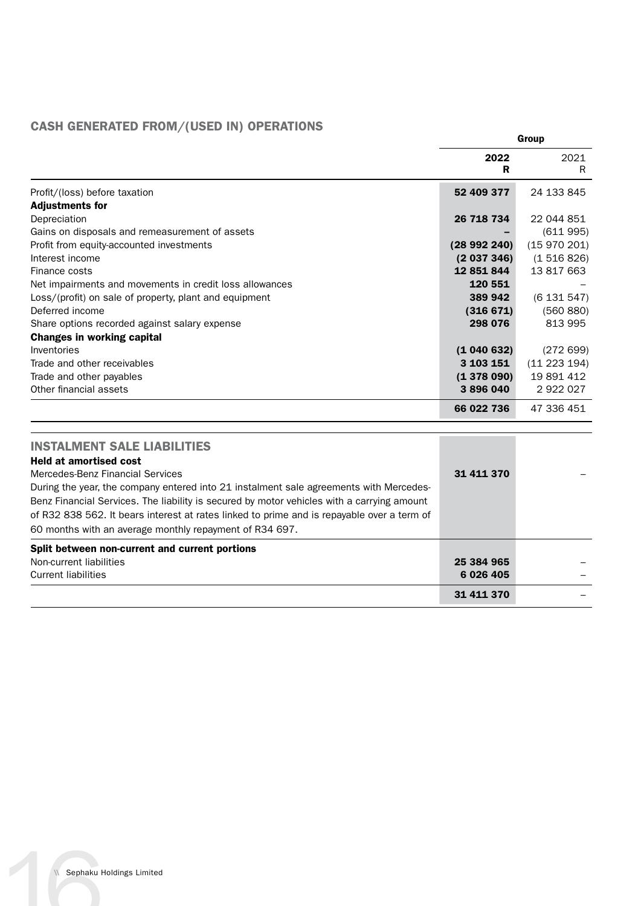## CASH GENERATED FROM/(USED IN) OPERATIONS

| | Group | |
|---|---|---|
| | **2022** **R** | 2021 R |
| Profit/(loss) before taxation | **52 409 377** | 24 133 845 |
| **Adjustments for** | | |
| Depreciation | **26 718 734** | 22 044 851 |
| Gains on disposals and remeasurement of assets | **–** | (611 995) |
| Profit from equity-accounted investments | **(28 992 240)** | (15 970 201) |
| Interest income | **(2 037 346)** | (1 516 826) |
| Finance costs | **12 851 844** | 13 817 663 |
| Net impairments and movements in credit loss allowances | **120 551** | – |
| Loss/(profit) on sale of property, plant and equipment | **389 942** | (6 131 547) |
| Deferred income | **(316 671)** | (560 880) |
| Share options recorded against salary expense | **298 076** | 813 995 |
| **Changes in working capital** | | |
| Inventories | **(1 040 632)** | (272 699) |
| Trade and other receivables | **3 103 151** | (11 223 194) |
| Trade and other payables | **(1 378 090)** | 19 891 412 |
| Other financial assets | **3 896 040** | 2 922 027 |
| | **66 022 736** | 47 336 451 |

## INSTALMENT SALE LIABILITIES

| | 2022 R | 2021 R |
|---|---|---|
| **Held at amortised cost** | | |
| Mercedes-Benz Financial Services | **31 411 370** | – |
| During the year, the company entered into 21 instalment sale agreements with Mercedes-Benz Financial Services. The liability is secured by motor vehicles with a carrying amount of R32 838 562. It bears interest at rates linked to prime and is repayable over a term of 60 months with an average monthly repayment of R34 697. | | |
| **Split between non-current and current portions** | | |
| Non-current liabilities | **25 384 965** | – |
| Current liabilities | **6 026 405** | – |
| | **31 411 370** | – |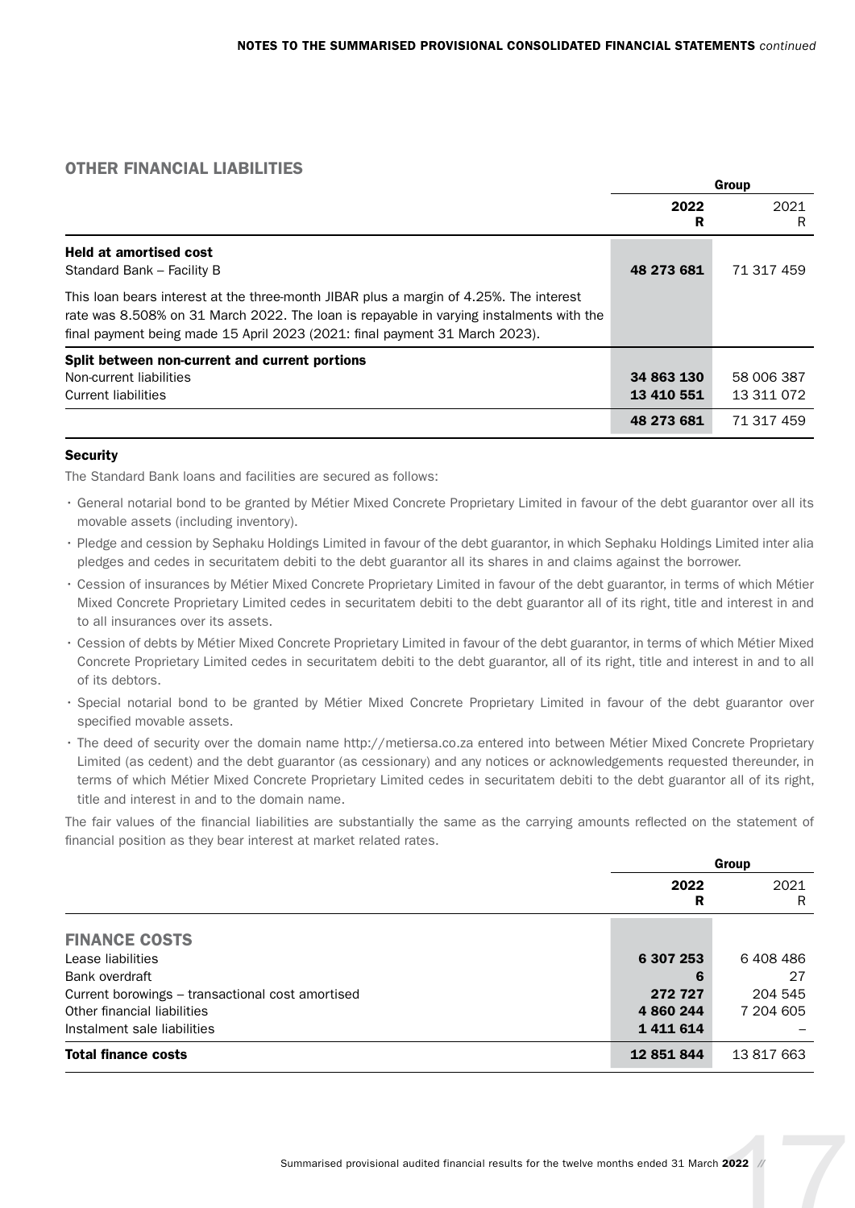## OTHER FINANCIAL LIABILITIES

| | Group | |
|---|---|---|
| | **2022** **R** | 2021 R |
| **Held at amortised cost** | | |
| Standard Bank – Facility B | **48 273 681** | 71 317 459 |
| This loan bears interest at the three-month JIBAR plus a margin of 4.25%. The interest rate was 8.508% on 31 March 2022. The loan is repayable in varying instalments with the final payment being made 15 April 2023 (2021: final payment 31 March 2023). | | |
| **Split between non-current and current portions** | | |
| Non-current liabilities | **34 863 130** | 58 006 387 |
| Current liabilities | **13 410 551** | 13 311 072 |
| | **48 273 681** | 71 317 459 |

### Security

The Standard Bank loans and facilities are secured as follows:

- General notarial bond to be granted by Métier Mixed Concrete Proprietary Limited in favour of the debt guarantor over all its movable assets (including inventory).
- Pledge and cession by Sephaku Holdings Limited in favour of the debt guarantor, in which Sephaku Holdings Limited inter alia pledges and cedes in securitatem debiti to the debt guarantor all its shares in and claims against the borrower.
- Cession of insurances by Métier Mixed Concrete Proprietary Limited in favour of the debt guarantor, in terms of which Métier Mixed Concrete Proprietary Limited cedes in securitatem debiti to the debt guarantor all of its right, title and interest in and to all insurances over its assets.
- Cession of debts by Métier Mixed Concrete Proprietary Limited in favour of the debt guarantor, in terms of which Métier Mixed Concrete Proprietary Limited cedes in securitatem debiti to the debt guarantor, all of its right, title and interest in and to all of its debtors.
- Special notarial bond to be granted by Métier Mixed Concrete Proprietary Limited in favour of the debt guarantor over specified movable assets.
- The deed of security over the domain name http://metiersa.co.za entered into between Métier Mixed Concrete Proprietary Limited (as cedent) and the debt guarantor (as cessionary) and any notices or acknowledgements requested thereunder, in terms of which Métier Mixed Concrete Proprietary Limited cedes in securitatem debiti to the debt guarantor all of its right, title and interest in and to the domain name.

The fair values of the financial liabilities are substantially the same as the carrying amounts reflected on the statement of financial position as they bear interest at market related rates.

## FINANCE COSTS

| | Group | |
|---|---|---|
| | **2022** **R** | 2021 R |
| Lease liabilities | **6 307 253** | 6 408 486 |
| Bank overdraft | **6** | 27 |
| Current borowings – transactional cost amortised | **272 727** | 204 545 |
| Other financial liabilities | **4 860 244** | 7 204 605 |
| Instalment sale liabilities | **1 411 614** | – |
| **Total finance costs** | **12 851 844** | 13 817 663 |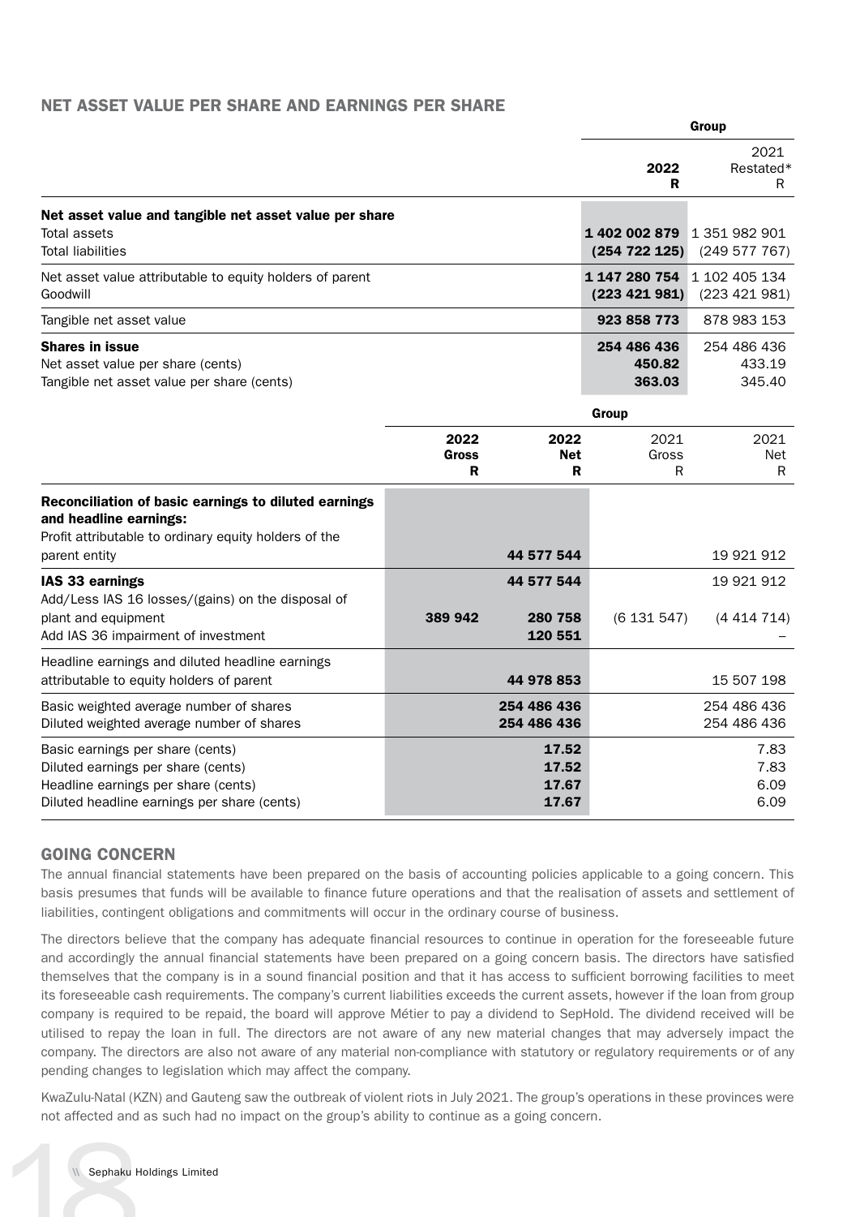## NET ASSET VALUE PER SHARE AND EARNINGS PER SHARE

| | Group | |
|---|---|---|
| | **2022** **R** | 2021 Restated* R |
| **Net asset value and tangible net asset value per share** | | |
| Total assets | **1 402 002 879** | 1 351 982 901 |
| Total liabilities | **(254 722 125)** | (249 577 767) |
| Net asset value attributable to equity holders of parent | **1 147 280 754** | 1 102 405 134 |
| Goodwill | **(223 421 981)** | (223 421 981) |
| Tangible net asset value | **923 858 773** | 878 983 153 |
| **Shares in issue** | **254 486 436** | 254 486 436 |
| Net asset value per share (cents) | **450.82** | 433.19 |
| Tangible net asset value per share (cents) | **363.03** | 345.40 |

| | Group | | | |
|---|---|---|---|---|
| | **2022** **Gross** **R** | **2022** **Net** **R** | 2021 Gross R | 2021 Net R |
| **Reconciliation of basic earnings to diluted earnings and headline earnings:** | | | | |
| Profit attributable to ordinary equity holders of the parent entity | | **44 577 544** | | 19 921 912 |
| **IAS 33 earnings** | | **44 577 544** | | 19 921 912 |
| Add/Less IAS 16 losses/(gains) on the disposal of plant and equipment | **389 942** | **280 758** | (6 131 547) | (4 414 714) |
| Add IAS 36 impairment of investment | | **120 551** | | – |
| Headline earnings and diluted headline earnings attributable to equity holders of parent | | **44 978 853** | | 15 507 198 |
| Basic weighted average number of shares | | **254 486 436** | | 254 486 436 |
| Diluted weighted average number of shares | | **254 486 436** | | 254 486 436 |
| Basic earnings per share (cents) | | **17.52** | | 7.83 |
| Diluted earnings per share (cents) | | **17.52** | | 7.83 |
| Headline earnings per share (cents) | | **17.67** | | 6.09 |
| Diluted headline earnings per share (cents) | | **17.67** | | 6.09 |

## GOING CONCERN

The annual financial statements have been prepared on the basis of accounting policies applicable to a going concern. This basis presumes that funds will be available to finance future operations and that the realisation of assets and settlement of liabilities, contingent obligations and commitments will occur in the ordinary course of business.

The directors believe that the company has adequate financial resources to continue in operation for the foreseeable future and accordingly the annual financial statements have been prepared on a going concern basis. The directors have satisfied themselves that the company is in a sound financial position and that it has access to sufficient borrowing facilities to meet its foreseeable cash requirements. The company's current liabilities exceeds the current assets, however if the loan from group company is required to be repaid, the board will approve Métier to pay a dividend to SepHold. The dividend received will be utilised to repay the loan in full. The directors are not aware of any new material changes that may adversely impact the company. The directors are also not aware of any material non-compliance with statutory or regulatory requirements or of any pending changes to legislation which may affect the company.

KwaZulu-Natal (KZN) and Gauteng saw the outbreak of violent riots in July 2021. The group's operations in these provinces were not affected and as such had no impact on the group's ability to continue as a going concern.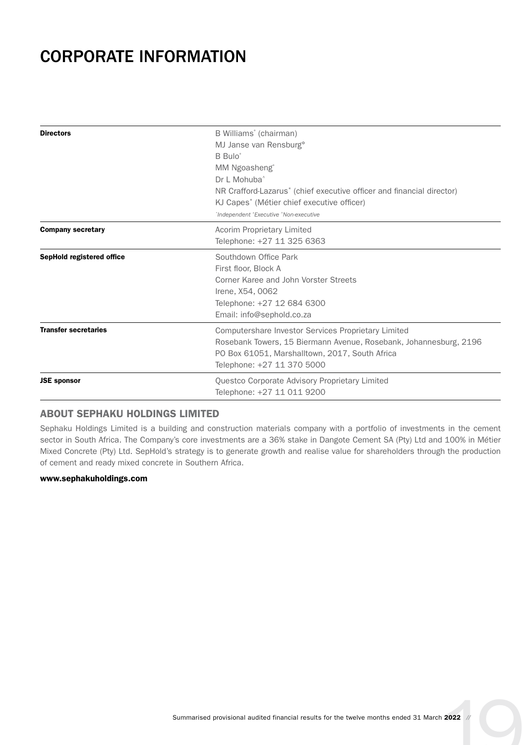# CORPORATE INFORMATION

| | |
|---|---|
| **Directors** | B Williams° (chairman)<br>MJ Janse van Rensburg°<br>B Bulo°<br>MM Ngoasheng°<br>Dr L Mohuba^<br>NR Crafford-Lazarus* (chief executive officer and financial director)<br>KJ Capes* (Métier chief executive officer)<br>*°Independent *Executive ^Non-executive* |
| **Company secretary** | Acorim Proprietary Limited<br>Telephone: +27 11 325 6363 |
| **SepHold registered office** | Southdown Office Park<br>First floor, Block A<br>Corner Karee and John Vorster Streets<br>Irene, X54, 0062<br>Telephone: +27 12 684 6300<br>Email: info@sephold.co.za |
| **Transfer secretaries** | Computershare Investor Services Proprietary Limited<br>Rosebank Towers, 15 Biermann Avenue, Rosebank, Johannesburg, 2196<br>PO Box 61051, Marshalltown, 2017, South Africa<br>Telephone: +27 11 370 5000 |
| **JSE sponsor** | Questco Corporate Advisory Proprietary Limited<br>Telephone: +27 11 011 9200 |

## ABOUT SEPHAKU HOLDINGS LIMITED

Sephaku Holdings Limited is a building and construction materials company with a portfolio of investments in the cement sector in South Africa. The Company's core investments are a 36% stake in Dangote Cement SA (Pty) Ltd and 100% in Métier Mixed Concrete (Pty) Ltd. SepHold's strategy is to generate growth and realise value for shareholders through the production of cement and ready mixed concrete in Southern Africa.

**www.sephakuholdings.com**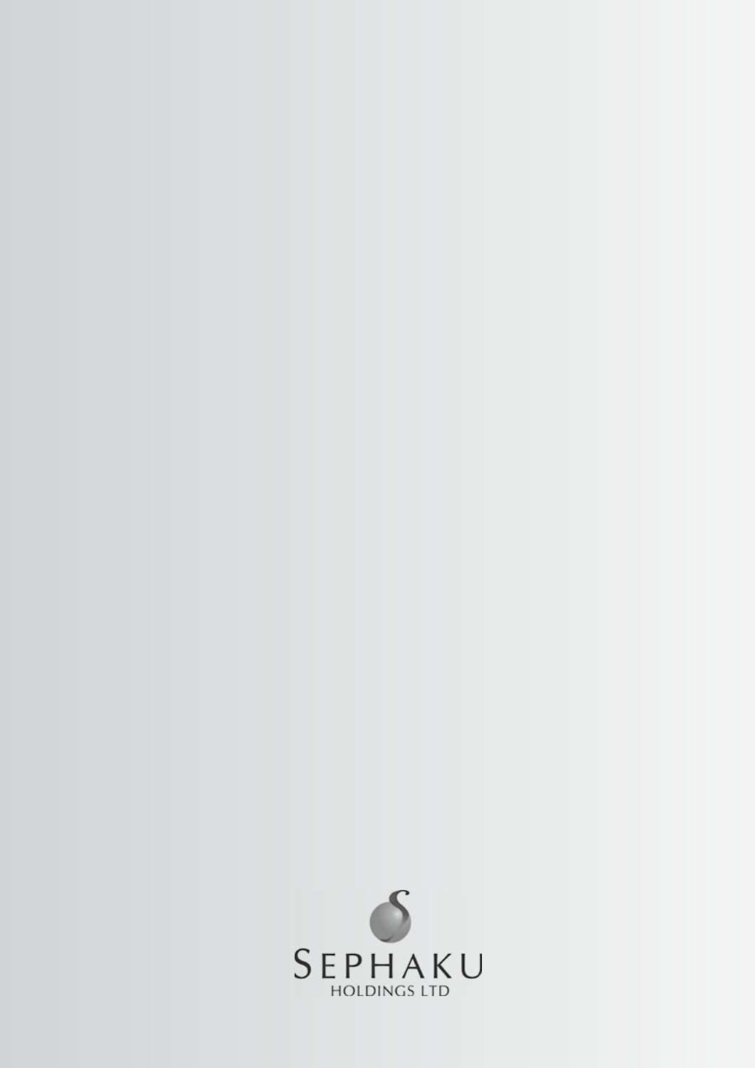SEPHAKU

HOLDINGS LTD